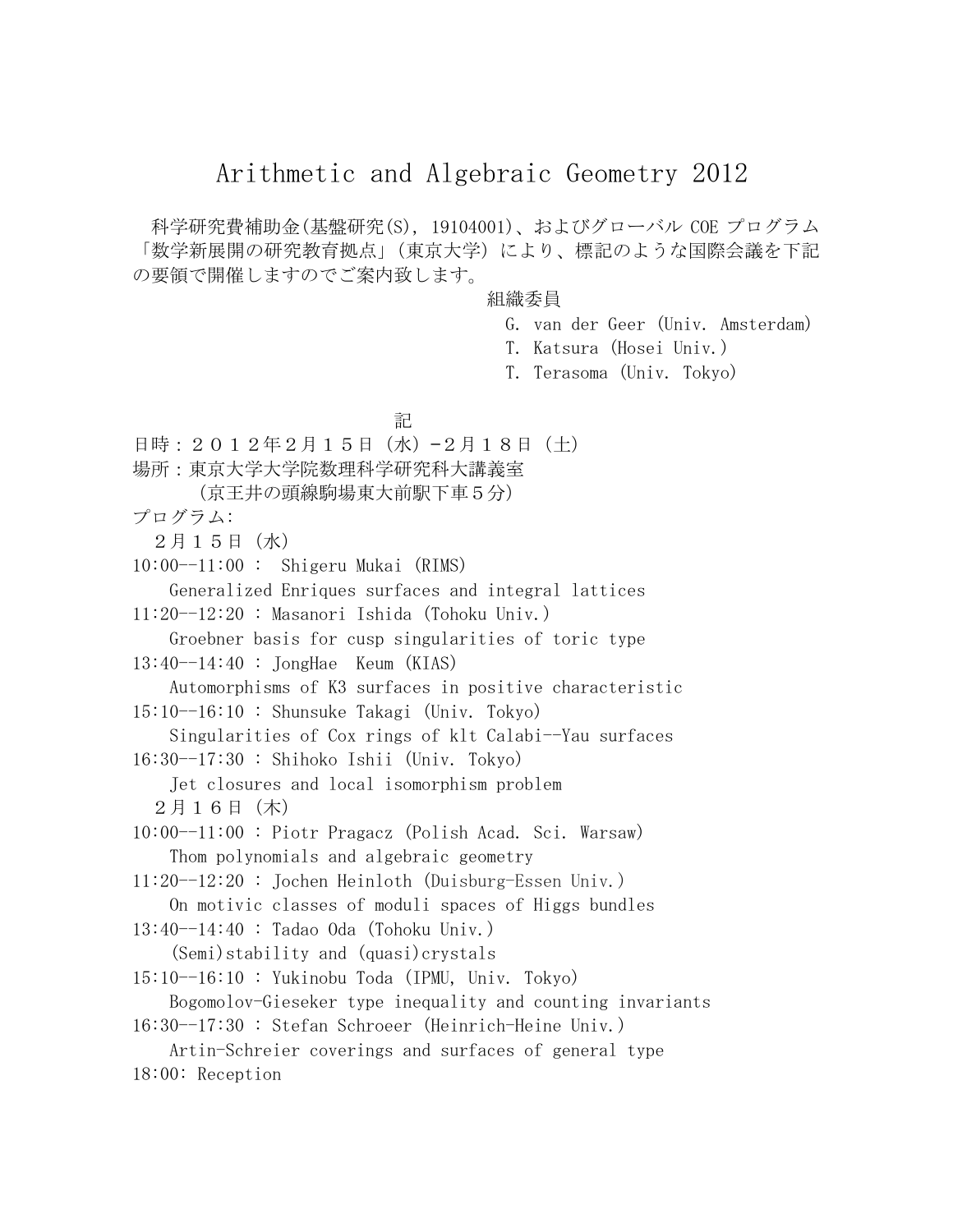# Arithmetic and Algebraic Geometry 2012

科学研究費補助金(基盤研究(S), 19104001)、およびグローバル COE プログラム「数学新展開の研究教育拠点」(東京大学) により、標記のような国際会議を下記の要領で開催しますのでご案内致します。

組織委員
G. van der Geer (Univ. Amsterdam)
T. Katsura (Hosei Univ.)
T. Terasoma (Univ. Tokyo)

記

日時：２０１２年２月１５日 (水) -２月１８日 (土)
場所：東京大学大学院数理科学研究科大講義室
(京王井の頭線駒場東大前駅下車５分)
プログラム:

２月１５日 (水)

10:00--11:00 : Shigeru Mukai (RIMS)
Generalized Enriques surfaces and integral lattices
11:20--12:20 : Masanori Ishida (Tohoku Univ.)
Groebner basis for cusp singularities of toric type
13:40--14:40 : JongHae Keum (KIAS)
Automorphisms of K3 surfaces in positive characteristic
15:10--16:10 : Shunsuke Takagi (Univ. Tokyo)
Singularities of Cox rings of klt Calabi--Yau surfaces
16:30--17:30 : Shihoko Ishii (Univ. Tokyo)
Jet closures and local isomorphism problem

２月１６日 (木)

10:00--11:00 : Piotr Pragacz (Polish Acad. Sci. Warsaw)
Thom polynomials and algebraic geometry
11:20--12:20 : Jochen Heinloth (Duisburg-Essen Univ.)
On motivic classes of moduli spaces of Higgs bundles
13:40--14:40 : Tadao Oda (Tohoku Univ.)
(Semi)stability and (quasi)crystals
15:10--16:10 : Yukinobu Toda (IPMU, Univ. Tokyo)
Bogomolov-Gieseker type inequality and counting invariants
16:30--17:30 : Stefan Schroeer (Heinrich-Heine Univ.)
Artin-Schreier coverings and surfaces of general type
18:00: Reception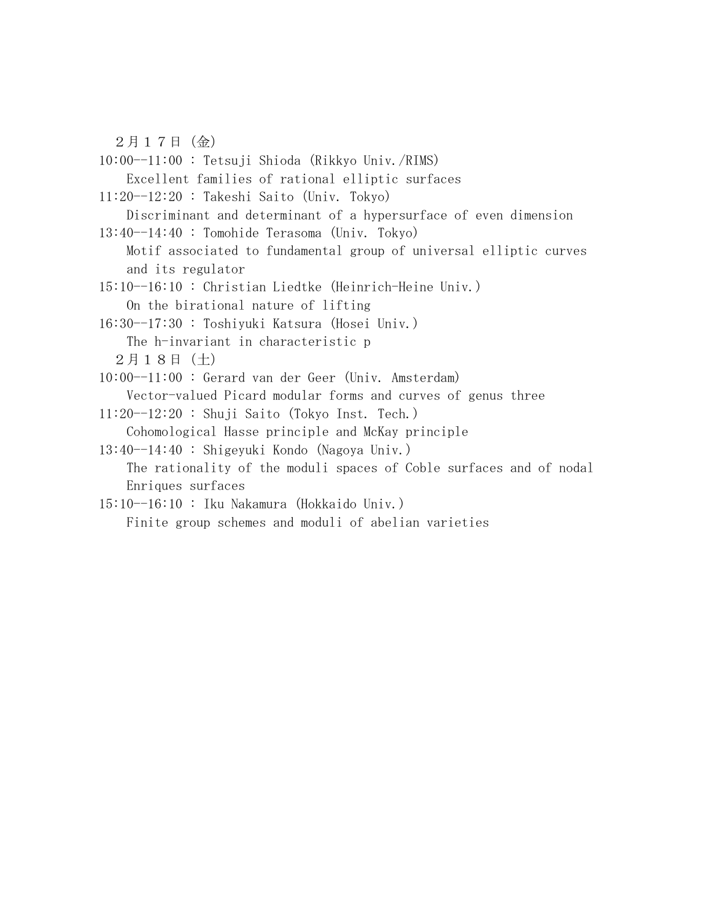２月１７日 (金)

10:00--11:00 : Tetsuji Shioda (Rikkyo Univ./RIMS)
Excellent families of rational elliptic surfaces

11:20--12:20 : Takeshi Saito (Univ. Tokyo)
Discriminant and determinant of a hypersurface of even dimension

13:40--14:40 : Tomohide Terasoma (Univ. Tokyo)
Motif associated to fundamental group of universal elliptic curves and its regulator

15:10--16:10 : Christian Liedtke (Heinrich-Heine Univ.)
On the birational nature of lifting

16:30--17:30 : Toshiyuki Katsura (Hosei Univ.)
The h-invariant in characteristic p

２月１８日 (土)

10:00--11:00 : Gerard van der Geer (Univ. Amsterdam)
Vector-valued Picard modular forms and curves of genus three

11:20--12:20 : Shuji Saito (Tokyo Inst. Tech.)
Cohomological Hasse principle and McKay principle

13:40--14:40 : Shigeyuki Kondo (Nagoya Univ.)
The rationality of the moduli spaces of Coble surfaces and of nodal Enriques surfaces

15:10--16:10 : Iku Nakamura (Hokkaido Univ.)
Finite group schemes and moduli of abelian varieties